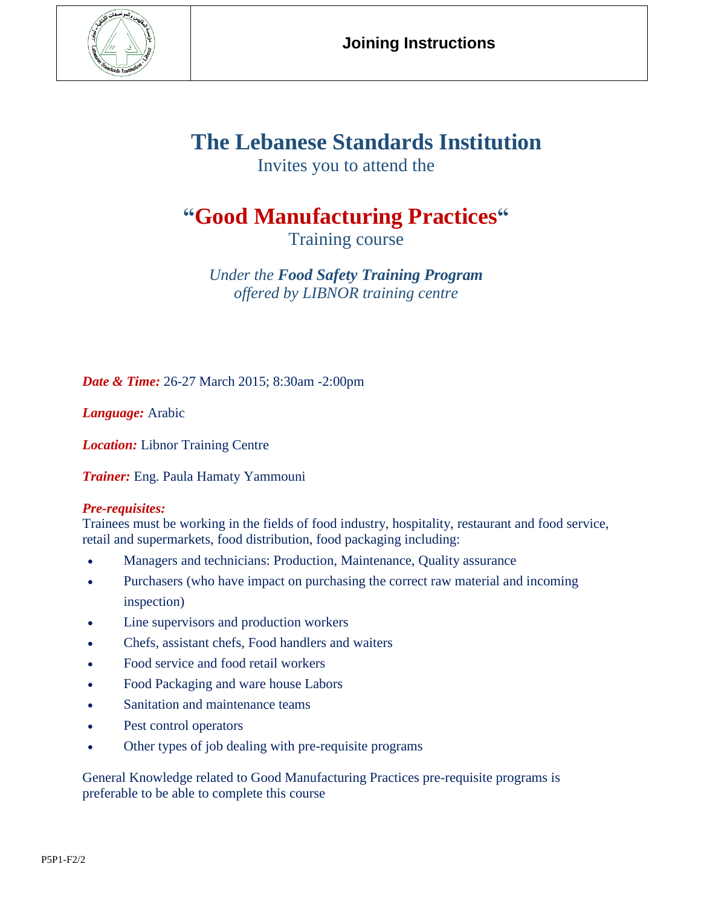**Joining Instructions**

# The Lebanese Standards Institution

Invites you to attend the

## "Good Manufacturing Practices"

Training course

*Under the **Food Safety Training Program***
*offered by LIBNOR training centre*

***Date & Time:*** 26-27 March 2015; 8:30am -2:00pm

***Language:*** Arabic

***Location:*** Libnor Training Centre

***Trainer:*** Eng. Paula Hamaty Yammouni

***Pre-requisites:***
Trainees must be working in the fields of food industry, hospitality, restaurant and food service, retail and supermarkets, food distribution, food packaging including:

- Managers and technicians: Production, Maintenance, Quality assurance
- Purchasers (who have impact on purchasing the correct raw material and incoming inspection)
- Line supervisors and production workers
- Chefs, assistant chefs, Food handlers and waiters
- Food service and food retail workers
- Food Packaging and ware house Labors
- Sanitation and maintenance teams
- Pest control operators
- Other types of job dealing with pre-requisite programs

General Knowledge related to Good Manufacturing Practices pre-requisite programs is preferable to be able to complete this course

P5P1-F2/2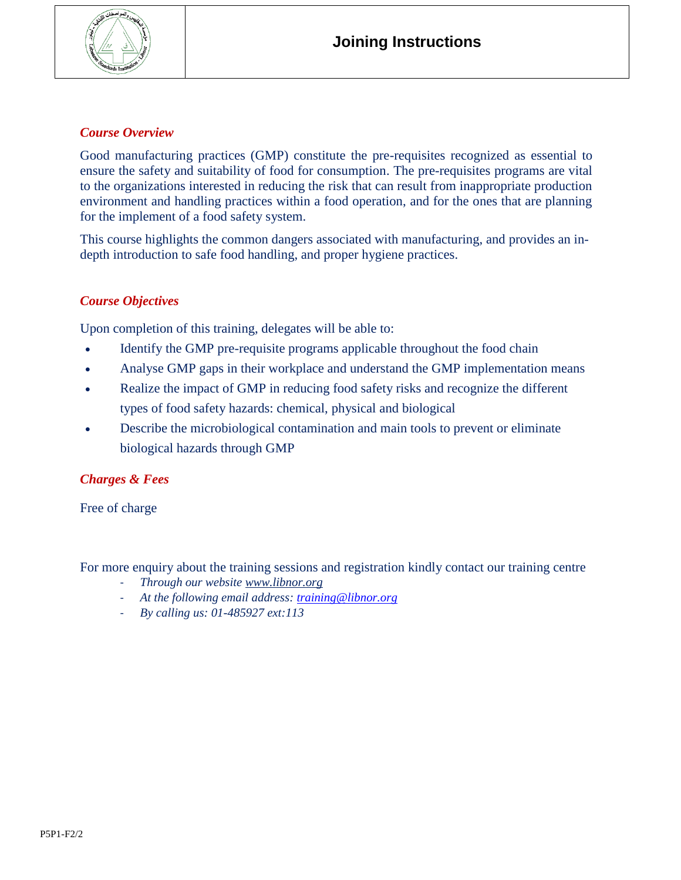# Joining Instructions

### *Course Overview*

Good manufacturing practices (GMP) constitute the pre-requisites recognized as essential to ensure the safety and suitability of food for consumption. The pre-requisites programs are vital to the organizations interested in reducing the risk that can result from inappropriate production environment and handling practices within a food operation, and for the ones that are planning for the implement of a food safety system.

This course highlights the common dangers associated with manufacturing, and provides an in-depth introduction to safe food handling, and proper hygiene practices.

### *Course Objectives*

Upon completion of this training, delegates will be able to:

- Identify the GMP pre-requisite programs applicable throughout the food chain
- Analyse GMP gaps in their workplace and understand the GMP implementation means
- Realize the impact of GMP in reducing food safety risks and recognize the different types of food safety hazards: chemical, physical and biological
- Describe the microbiological contamination and main tools to prevent or eliminate biological hazards through GMP

### *Charges & Fees*

Free of charge

For more enquiry about the training sessions and registration kindly contact our training centre

- *Through our website www.libnor.org*
- *At the following email address: training@libnor.org*
- *By calling us: 01-485927 ext:113*